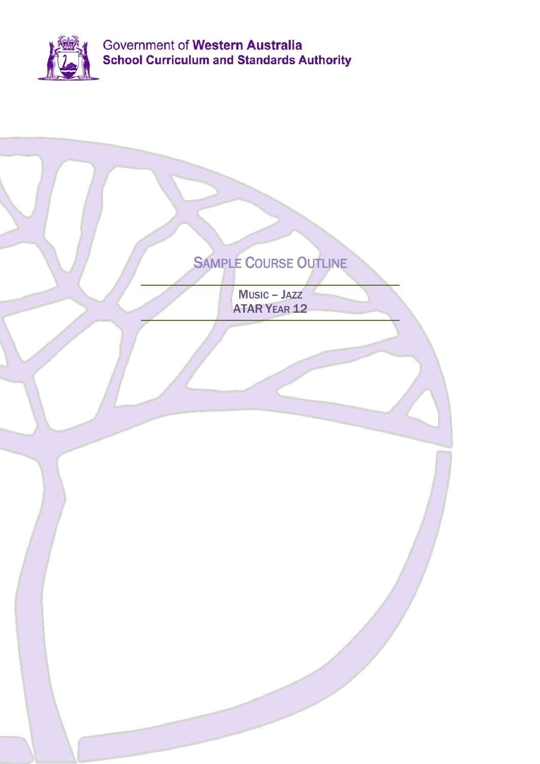Government of **Western Australia**
**School Curriculum and Standards Authority**

# Sample Course Outline

**Music – Jazz**
**ATAR Year 12**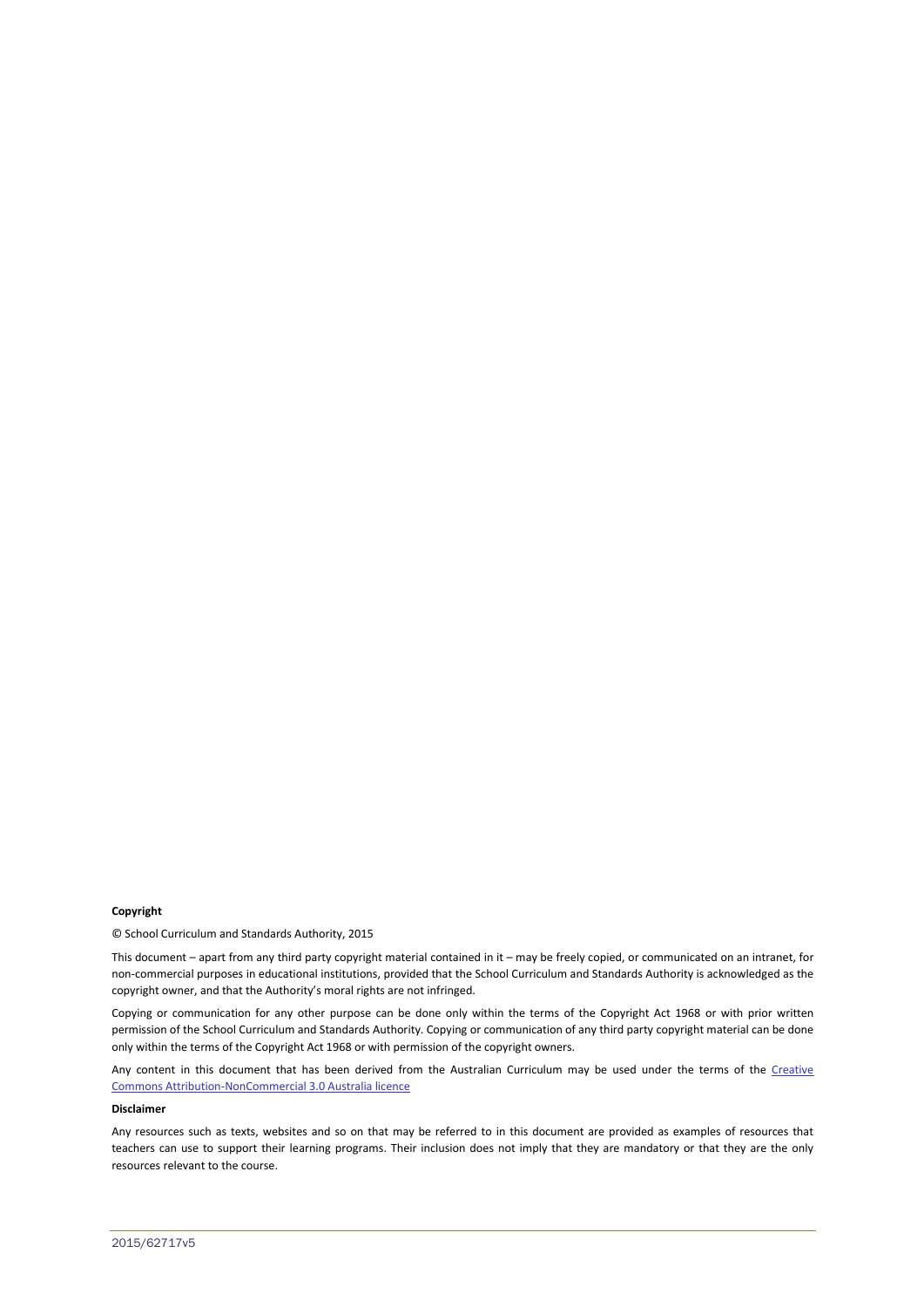**Copyright**

© School Curriculum and Standards Authority, 2015

This document – apart from any third party copyright material contained in it – may be freely copied, or communicated on an intranet, for non-commercial purposes in educational institutions, provided that the School Curriculum and Standards Authority is acknowledged as the copyright owner, and that the Authority's moral rights are not infringed.

Copying or communication for any other purpose can be done only within the terms of the Copyright Act 1968 or with prior written permission of the School Curriculum and Standards Authority. Copying or communication of any third party copyright material can be done only within the terms of the Copyright Act 1968 or with permission of the copyright owners.

Any content in this document that has been derived from the Australian Curriculum may be used under the terms of the [Creative Commons Attribution-NonCommercial 3.0 Australia licence]

**Disclaimer**

Any resources such as texts, websites and so on that may be referred to in this document are provided as examples of resources that teachers can use to support their learning programs. Their inclusion does not imply that they are mandatory or that they are the only resources relevant to the course.

2015/62717v5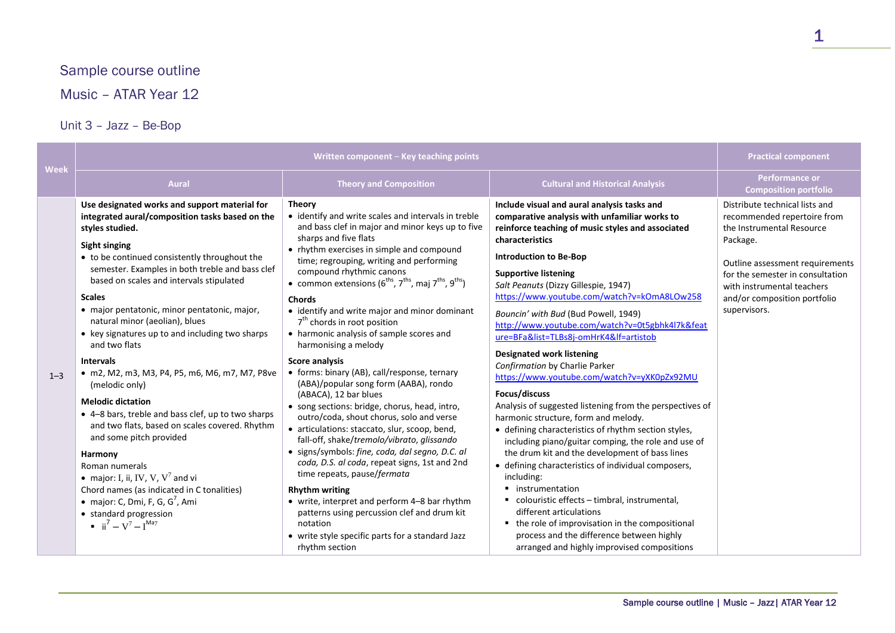# Sample course outline

## Music – ATAR Year 12

### Unit 3 – Jazz – Be-Bop

| Week | Written component – Key teaching points | | | Practical component |
|---|---|---|---|---|
| | Aural | Theory and Composition | Cultural and Historical Analysis | Performance or Composition portfolio |
| 1–3 | **Use designated works and support material for integrated aural/composition tasks based on the styles studied.**<br><br>**Sight singing**<br>• to be continued consistently throughout the semester. Examples in both treble and bass clef based on scales and intervals stipulated<br><br>**Scales**<br>• major pentatonic, minor pentatonic, major, natural minor (aeolian), blues<br>• key signatures up to and including two sharps and two flats<br><br>**Intervals**<br>• m2, M2, m3, M3, P4, P5, m6, M6, m7, M7, P8ve (melodic only)<br><br>**Melodic dictation**<br>• 4–8 bars, treble and bass clef, up to two sharps and two flats, based on scales covered. Rhythm and some pitch provided<br><br>**Harmony**<br>Roman numerals<br>• major: I, ii, IV, V, $V^7$ and vi<br>Chord names (as indicated in C tonalities)<br>• major: C, Dmi, F, G, $G^7$, Ami<br>• standard progression<br>▪ $ii^7 - V^7 - I^{Ma7}$ | **Theory**<br>• identify and write scales and intervals in treble and bass clef in major and minor keys up to five sharps and five flats<br>• rhythm exercises in simple and compound time; regrouping, writing and performing compound rhythmic canons<br>• common extensions ($6^{ths}$, $7^{ths}$, maj $7^{ths}$, $9^{ths}$)<br><br>**Chords**<br>• identify and write major and minor dominant $7^{th}$ chords in root position<br>• harmonic analysis of sample scores and harmonising a melody<br><br>**Score analysis**<br>• forms: binary (AB), call/response, ternary (ABA)/popular song form (AABA), rondo (ABACA), 12 bar blues<br>• song sections: bridge, chorus, head, intro, outro/coda, shout chorus, solo and verse<br>• articulations: staccato, slur, scoop, bend, fall-off, shake/*tremolo/vibrato*, *glissando*<br>• signs/symbols: *fine, coda, dal segno, D.C. al coda, D.S. al coda*, repeat signs, 1st and 2nd time repeats, pause/*fermata*<br><br>**Rhythm writing**<br>• write, interpret and perform 4–8 bar rhythm patterns using percussion clef and drum kit notation<br>• write style specific parts for a standard Jazz rhythm section | **Include visual and aural analysis tasks and comparative analysis with unfamiliar works to reinforce teaching of music styles and associated characteristics**<br><br>**Introduction to Be-Bop**<br><br>**Supportive listening**<br>*Salt Peanuts* (Dizzy Gillespie, 1947)<br>https://www.youtube.com/watch?v=kOmA8LOw258<br><br>*Bouncin' with Bud* (Bud Powell, 1949)<br>http://www.youtube.com/watch?v=0t5gbhk4l7k&feature=BFa&list=TLBs8j-omHrK4&lf=artistob<br><br>**Designated work listening**<br>*Confirmation* by Charlie Parker<br>https://www.youtube.com/watch?v=yXK0pZx92MU<br><br>**Focus/discuss**<br>Analysis of suggested listening from the perspectives of harmonic structure, form and melody.<br>• defining characteristics of rhythm section styles, including piano/guitar comping, the role and use of the drum kit and the development of bass lines<br>• defining characteristics of individual composers, including:<br>▪ instrumentation<br>▪ colouristic effects – timbral, instrumental, different articulations<br>▪ the role of improvisation in the compositional process and the difference between highly arranged and highly improvised compositions | Distribute technical lists and recommended repertoire from the Instrumental Resource Package.<br><br>Outline assessment requirements for the semester in consultation with instrumental teachers and/or composition portfolio supervisors. |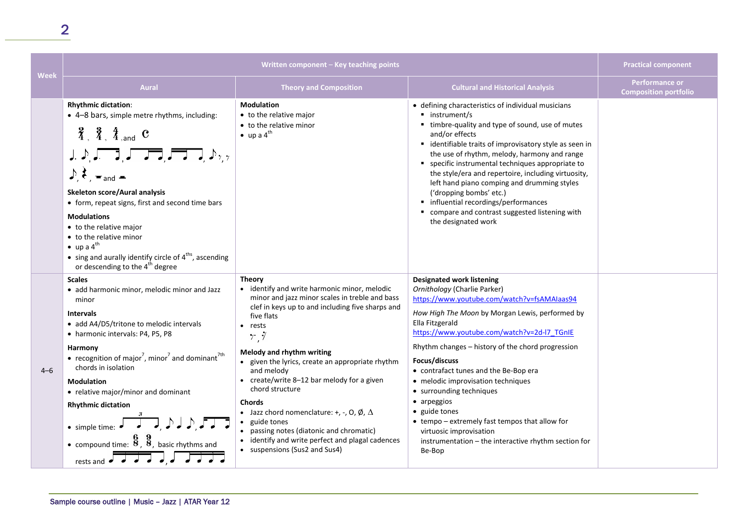| Week | Written component – Key teaching points | | | Practical component |
|---|---|---|---|---|
| | Aural | Theory and Composition | Cultural and Historical Analysis | Performance or Composition portfolio |
| | **Rhythmic dictation**:<br>• 4–8 bars, simple metre rhythms, including:<br>2/4, 3/4, 4/4 and C<br>♩. ♪, ♩. ♪, ♩ ♫ ♩, ♫ ♩ ♩, ♪, 𝄾,<br>♪, 𝄽, 𝄼 and 𝄻<br>**Skeleton score/Aural analysis**<br>• form, repeat signs, first and second time bars<br>**Modulations**<br>• to the relative major<br>• to the relative minor<br>• up a 4th<br>• sing and aurally identify circle of 4ths, ascending or descending to the 4th degree | **Modulation**<br>• to the relative major<br>• to the relative minor<br>• up a 4th | • defining characteristics of individual musicians<br>▪ instrument/s<br>▪ timbre-quality and type of sound, use of mutes and/or effects<br>▪ identifiable traits of improvisatory style as seen in the use of rhythm, melody, harmony and range<br>▪ specific instrumental techniques appropriate to the style/era and repertoire, including virtuosity, left hand piano comping and drumming styles ('dropping bombs' etc.)<br>▪ influential recordings/performances<br>▪ compare and contrast suggested listening with the designated work | |
| 4–6 | **Scales**<br>• add harmonic minor, melodic minor and Jazz minor<br>**Intervals**<br>• add A4/D5/tritone to melodic intervals<br>• harmonic intervals: P4, P5, P8<br>**Harmony**<br>• recognition of major7, minor7 and dominant7th chords in isolation<br>**Modulation**<br>• relative major/minor and dominant<br>**Rhythmic dictation**<br>• simple time: (triplet crotchets), ♪ ♩ ♪, (semiquaver rhythms)<br>• compound time: 6/8, 9/8, basic rhythms and rests and (quaver groupings) | **Theory**<br>• identify and write harmonic minor, melodic minor and jazz minor scales in treble and bass clef in keys up to and including five sharps and five flats<br>• rests<br>𝄾, 𝄾.<br>**Melody and rhythm writing**<br>• given the lyrics, create an appropriate rhythm and melody<br>• create/write 8–12 bar melody for a given chord structure<br>**Chords**<br>• Jazz chord nomenclature: +, -, O, Ø, Δ<br>• guide tones<br>• passing notes (diatonic and chromatic)<br>• identify and write perfect and plagal cadences<br>• suspensions (Sus2 and Sus4) | **Designated work listening**<br>*Ornithology* (Charlie Parker)<br>https://www.youtube.com/watch?v=fsAMAIaas94<br>*How High The Moon* by Morgan Lewis, performed by Ella Fitzgerald<br>https://www.youtube.com/watch?v=2d-I7_TGnIE<br>Rhythm changes – history of the chord progression<br>**Focus/discuss**<br>• contrafact tunes and the Be-Bop era<br>• melodic improvisation techniques<br>• surrounding techniques<br>• arpeggios<br>• guide tones<br>• tempo – extremely fast tempos that allow for virtuosic improvisation<br>instrumentation – the interactive rhythm section for Be-Bop | |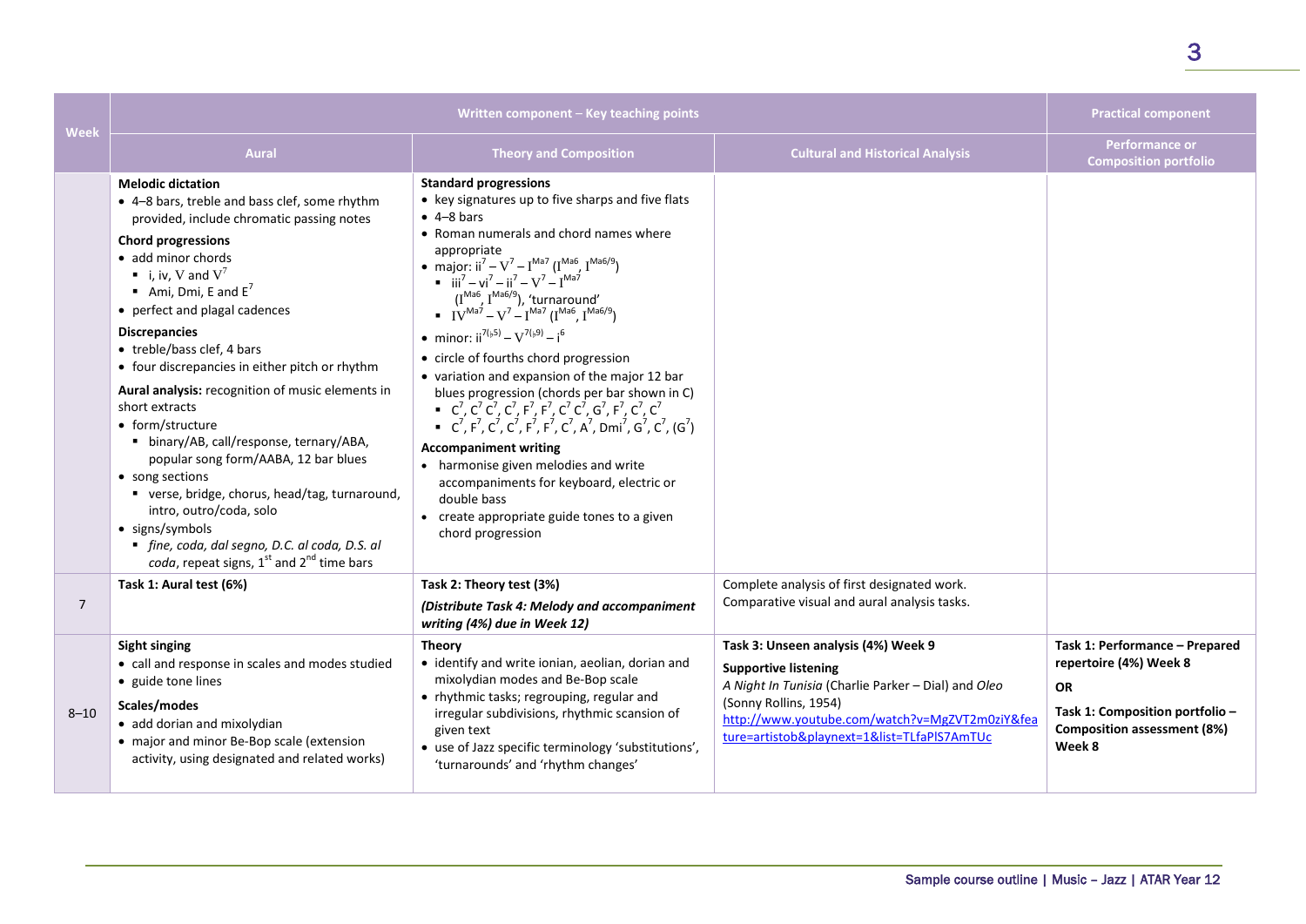| Week | Written component – Key teaching points | | | Practical component |
|---|---|---|---|---|
| | Aural | Theory and Composition | Cultural and Historical Analysis | Performance or Composition portfolio |
| | **Melodic dictation**<br>• 4–8 bars, treble and bass clef, some rhythm provided, include chromatic passing notes<br>**Chord progressions**<br>• add minor chords<br>▪ i, iv, V and $V^7$<br>▪ Ami, Dmi, E and $E^7$<br>• perfect and plagal cadences<br>**Discrepancies**<br>• treble/bass clef, 4 bars<br>• four discrepancies in either pitch or rhythm<br>**Aural analysis:** recognition of music elements in short extracts<br>• form/structure<br>▪ binary/AB, call/response, ternary/ABA, popular song form/AABA, 12 bar blues<br>• song sections<br>▪ verse, bridge, chorus, head/tag, turnaround, intro, outro/coda, solo<br>• signs/symbols<br>▪ *fine, coda, dal segno, D.C. al coda, D.S. al coda*, repeat signs, 1st and 2nd time bars | **Standard progressions**<br>• key signatures up to five sharps and five flats<br>• 4–8 bars<br>• Roman numerals and chord names where appropriate<br>• major: $ii^7 – V^7 – I^{Ma7}$ ($I^{Ma6}$, $I^{Ma6/9}$)<br>▪ $iii^7 – vi^7 – ii^7 – V^7 – I^{Ma7}$ ($I^{Ma6}$, $I^{Ma6/9}$), 'turnaround'<br>▪ $IV^{Ma7} – V^7 – I^{Ma7}$ ($I^{Ma6}$, $I^{Ma6/9}$)<br>• minor: $ii^{7(\flat5)} – V^{7(\flat9)} – i^6$<br>• circle of fourths chord progression<br>• variation and expansion of the major 12 bar blues progression (chords per bar shown in C)<br>▪ $C^7$, $C^7$ $C^7$, $C^7$, $F^7$, $F^7$, $C^7$ $C^7$, $G^7$, $F^7$, $C^7$, $C^7$<br>▪ $C^7$, $F^7$, $C^7$, $C^7$, $F^7$, $F^7$, $C^7$, $A^7$, $Dmi^7$, $G^7$, $C^7$, ($G^7$)<br>**Accompaniment writing**<br>• harmonise given melodies and write accompaniments for keyboard, electric or double bass<br>• create appropriate guide tones to a given chord progression | | |
| 7 | **Task 1: Aural test (6%)** | **Task 2: Theory test (3%)**<br>***(Distribute Task 4: Melody and accompaniment writing (4%) due in Week 12)*** | Complete analysis of first designated work.<br>Comparative visual and aural analysis tasks. | |
| 8–10 | **Sight singing**<br>• call and response in scales and modes studied<br>• guide tone lines<br>**Scales/modes**<br>• add dorian and mixolydian<br>• major and minor Be-Bop scale (extension activity, using designated and related works) | **Theory**<br>• identify and write ionian, aeolian, dorian and mixolydian modes and Be-Bop scale<br>• rhythmic tasks; regrouping, regular and irregular subdivisions, rhythmic scansion of given text<br>• use of Jazz specific terminology 'substitutions', 'turnarounds' and 'rhythm changes' | **Task 3: Unseen analysis (4%) Week 9**<br>**Supportive listening**<br>*A Night In Tunisia* (Charlie Parker – Dial) and *Oleo* (Sonny Rollins, 1954)<br>http://www.youtube.com/watch?v=MgZVT2m0ziY&feature=artistob&playnext=1&list=TLfaPlS7AmTUc | **Task 1: Performance – Prepared repertoire (4%) Week 8**<br>**OR**<br>**Task 1: Composition portfolio – Composition assessment (8%) Week 8** |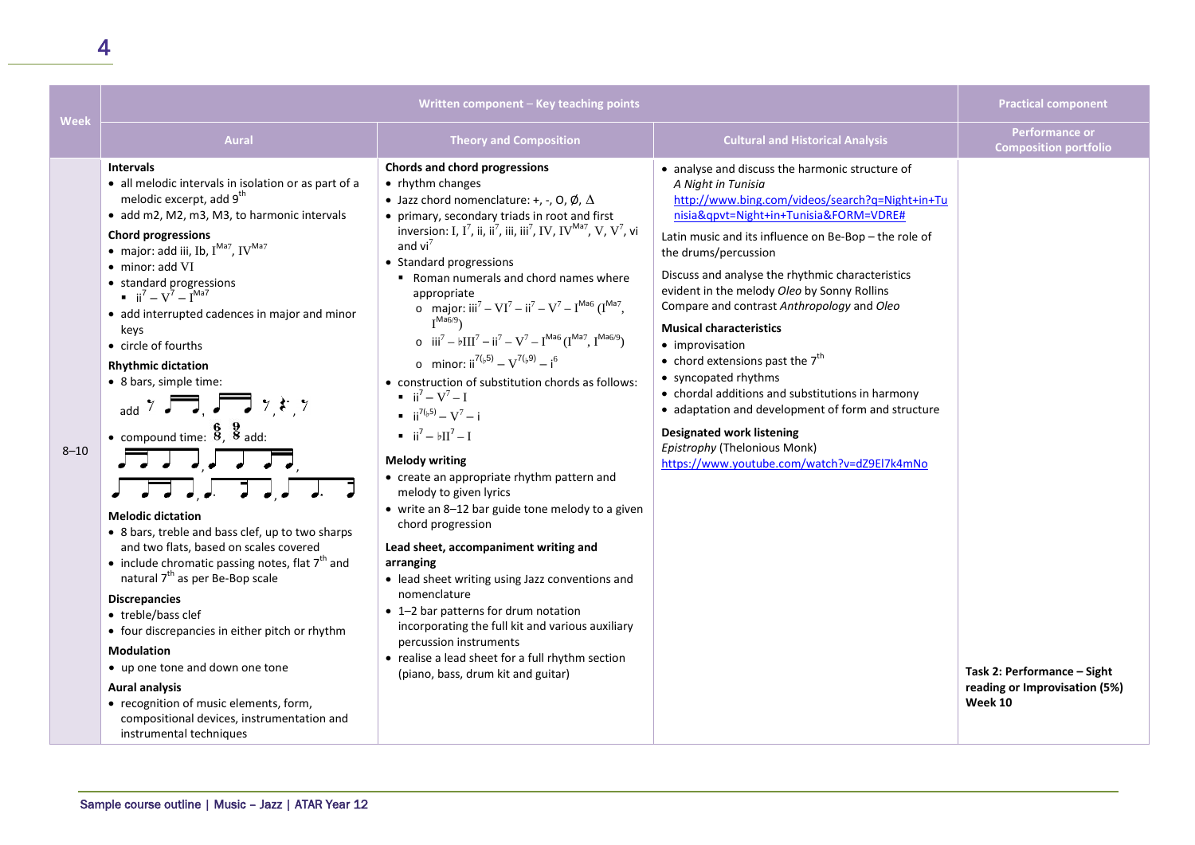| Week | Written component – Key teaching points | | | Practical component |
|---|---|---|---|---|
| | Aural | Theory and Composition | Cultural and Historical Analysis | Performance or Composition portfolio |
| 8–10 | **Intervals**<br>• all melodic intervals in isolation or as part of a melodic excerpt, add 9th<br>• add m2, M2, m3, M3, to harmonic intervals<br>**Chord progressions**<br>• major: add iii, Ib, $I^{Ma7}$, $IV^{Ma7}$<br>• minor: add VI<br>• standard progressions<br>▪ $ii^7 – V^7 – I^{Ma7}$<br>• add interrupted cadences in major and minor keys<br>• circle of fourths<br>**Rhythmic dictation**<br>• 8 bars, simple time:<br>add [rhythm notation]<br>• compound time: $\frac{6}{8}$, $\frac{9}{8}$ add:<br>[rhythm notation]<br>**Melodic dictation**<br>• 8 bars, treble and bass clef, up to two sharps and two flats, based on scales covered<br>• include chromatic passing notes, flat 7th and natural 7th as per Be-Bop scale<br>**Discrepancies**<br>• treble/bass clef<br>• four discrepancies in either pitch or rhythm<br>**Modulation**<br>• up one tone and down one tone<br>**Aural analysis**<br>• recognition of music elements, form, compositional devices, instrumentation and instrumental techniques | **Chords and chord progressions**<br>• rhythm changes<br>• Jazz chord nomenclature: +, -, O, Ø, Δ<br>• primary, secondary triads in root and first inversion: I, $I^7$, ii, $ii^7$, iii, $iii^7$, IV, $IV^{Ma7}$, V, $V^7$, vi and $vi^7$<br>• Standard progressions<br>▪ Roman numerals and chord names where appropriate<br>o major: $iii^7 – VI^7 – ii^7 – V^7 – I^{Ma6}$ ($I^{Ma7}$, $I^{Ma6/9}$)<br>o $iii^7 – \flat III^7 – ii^7 – V^7 – I^{Ma6}$ ($I^{Ma7}$, $I^{Ma6/9}$)<br>o minor: $ii^{7(\flat5)} – V^{7(\flat9)} – i^6$<br>• construction of substitution chords as follows:<br>▪ $ii^7 – V^7 – I$<br>▪ $ii^{7(\flat5)} – V^7 – i$<br>▪ $ii^7 – \flat II^7 – I$<br>**Melody writing**<br>• create an appropriate rhythm pattern and melody to given lyrics<br>• write an 8–12 bar guide tone melody to a given chord progression<br>**Lead sheet, accompaniment writing and arranging**<br>• lead sheet writing using Jazz conventions and nomenclature<br>• 1–2 bar patterns for drum notation incorporating the full kit and various auxiliary percussion instruments<br>• realise a lead sheet for a full rhythm section (piano, bass, drum kit and guitar) | • analyse and discuss the harmonic structure of *A Night in Tunisia* http://www.bing.com/videos/search?q=Night+in+Tunisia&qpvt=Night+in+Tunisia&FORM=VDRE#<br>Latin music and its influence on Be-Bop – the role of the drums/percussion<br>Discuss and analyse the rhythmic characteristics evident in the melody *Oleo* by Sonny Rollins<br>Compare and contrast *Anthropology* and *Oleo*<br>**Musical characteristics**<br>• improvisation<br>• chord extensions past the 7th<br>• syncopated rhythms<br>• chordal additions and substitutions in harmony<br>• adaptation and development of form and structure<br>**Designated work listening**<br>*Epistrophy* (Thelonious Monk)<br>https://www.youtube.com/watch?v=dZ9El7k4mNo | **Task 2: Performance – Sight reading or Improvisation (5%)**<br>**Week 10** |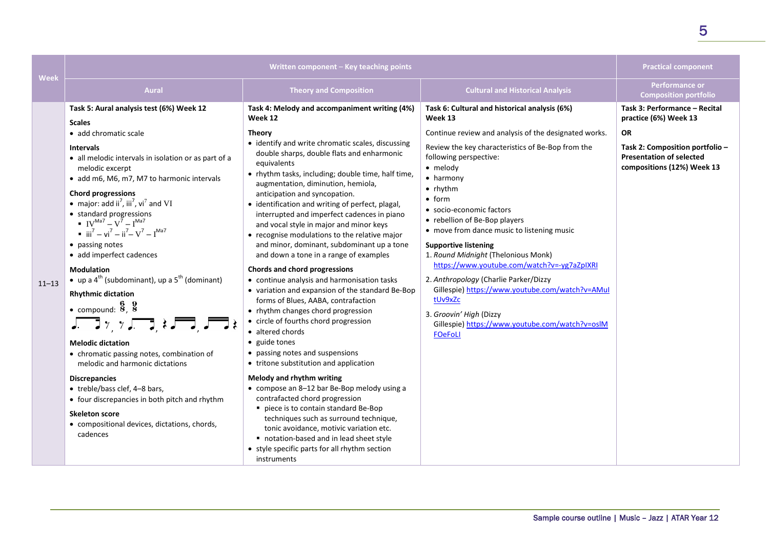| Week | Written component – Key teaching points | | | Practical component |
|---|---|---|---|---|
| | Aural | Theory and Composition | Cultural and Historical Analysis | Performance or Composition portfolio |
| 11–13 | **Task 5: Aural analysis test (6%) Week 12**<br><br>**Scales**<br>• add chromatic scale<br><br>**Intervals**<br>• all melodic intervals in isolation or as part of a melodic excerpt<br>• add m6, M6, m7, M7 to harmonic intervals<br><br>**Chord progressions**<br>• major: add ii$^7$, iii$^7$, vi$^7$ and VI<br>• standard progressions<br>▪ IV$^{Ma7}$ – V$^7$ – I$^{Ma7}$<br>▪ iii$^7$ – vi$^7$ – ii$^7$ – V$^7$ – I$^{Ma7}$<br>• passing notes<br>• add imperfect cadences<br><br>**Modulation**<br>• up a 4$^{th}$ (subdominant), up a 5$^{th}$ (dominant)<br><br>**Rhythmic dictation**<br>• compound: $\frac{6}{8}$, $\frac{9}{8}$<br><br>**Melodic dictation**<br>• chromatic passing notes, combination of melodic and harmonic dictations<br><br>**Discrepancies**<br>• treble/bass clef, 4–8 bars,<br>• four discrepancies in both pitch and rhythm<br><br>**Skeleton score**<br>• compositional devices, dictations, chords, cadences | **Task 4: Melody and accompaniment writing (4%) Week 12**<br><br>**Theory**<br>• identify and write chromatic scales, discussing double sharps, double flats and enharmonic equivalents<br>• rhythm tasks, including; double time, half time, augmentation, diminution, hemiola, anticipation and syncopation.<br>• identification and writing of perfect, plagal, interrupted and imperfect cadences in piano and vocal style in major and minor keys<br>• recognise modulations to the relative major and minor, dominant, subdominant up a tone and down a tone in a range of examples<br><br>**Chords and chord progressions**<br>• continue analysis and harmonisation tasks<br>• variation and expansion of the standard Be-Bop forms of Blues, AABA, contrafaction<br>• rhythm changes chord progression<br>• circle of fourths chord progression<br>• altered chords<br>• guide tones<br>• passing notes and suspensions<br>• tritone substitution and application<br><br>**Melody and rhythm writing**<br>• compose an 8–12 bar Be-Bop melody using a contrafacted chord progression<br>▪ piece is to contain standard Be-Bop techniques such as surround technique, tonic avoidance, motivic variation etc.<br>▪ notation-based and in lead sheet style<br>• style specific parts for all rhythm section instruments | **Task 6: Cultural and historical analysis (6%) Week 13**<br><br>Continue review and analysis of the designated works.<br><br>Review the key characteristics of Be-Bop from the following perspective:<br>• melody<br>• harmony<br>• rhythm<br>• form<br>• socio-economic factors<br>• rebellion of Be-Bop players<br>• move from dance music to listening music<br><br>**Supportive listening**<br>1. *Round Midnight* (Thelonious Monk) https://www.youtube.com/watch?v=-yg7aZpIXRI<br>2. *Anthropology* (Charlie Parker/Dizzy Gillespie) https://www.youtube.com/watch?v=AMuItUv9xZc<br>3. *Groovin' High* (Dizzy Gillespie) https://www.youtube.com/watch?v=oslMFOeFoLI | **Task 3: Performance – Recital practice (6%) Week 13**<br><br>**OR**<br><br>**Task 2: Composition portfolio – Presentation of selected compositions (12%) Week 13** |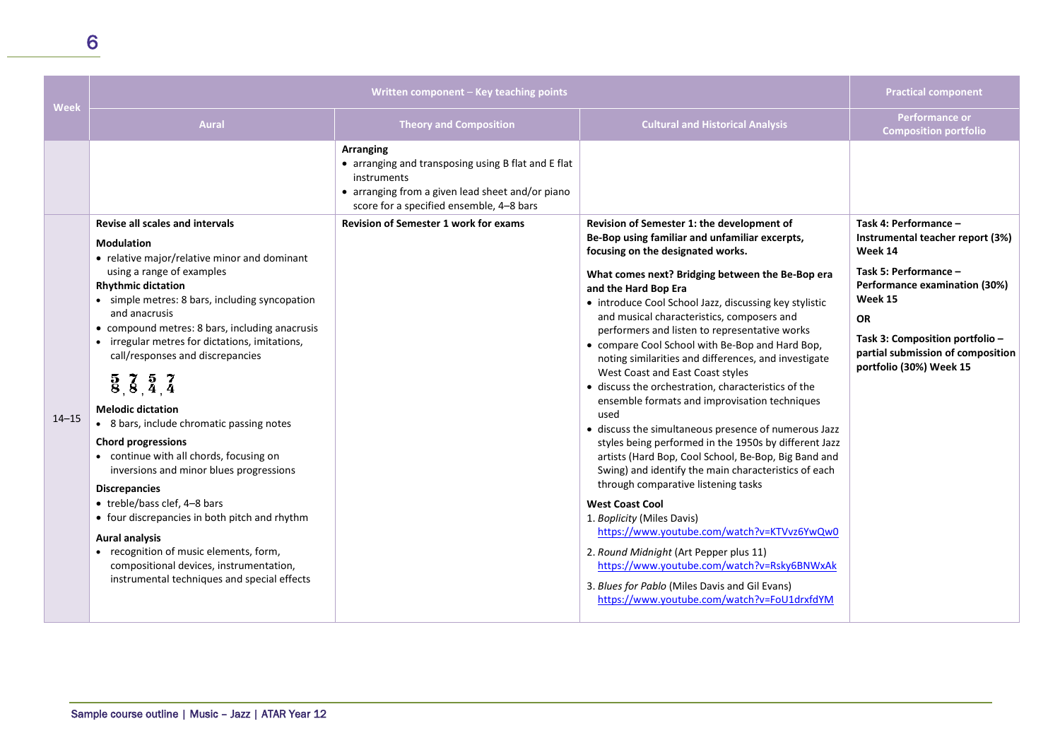| Week | Written component – Key teaching points | | | Practical component |
|---|---|---|---|---|
| | Aural | Theory and Composition | Cultural and Historical Analysis | Performance or Composition portfolio |
| | | **Arranging**<br>• arranging and transposing using B flat and E flat instruments<br>• arranging from a given lead sheet and/or piano score for a specified ensemble, 4–8 bars | | |
| 14–15 | **Revise all scales and intervals**<br>**Modulation**<br>• relative major/relative minor and dominant using a range of examples<br>**Rhythmic dictation**<br>• simple metres: 8 bars, including syncopation and anacrusis<br>• compound metres: 8 bars, including anacrusis<br>• irregular metres for dictations, imitations, call/responses and discrepancies<br>$\frac{5}{8}, \frac{7}{8}, \frac{5}{4}, \frac{7}{4}$<br>**Melodic dictation**<br>• 8 bars, include chromatic passing notes<br>**Chord progressions**<br>• continue with all chords, focusing on inversions and minor blues progressions<br>**Discrepancies**<br>• treble/bass clef, 4–8 bars<br>• four discrepancies in both pitch and rhythm<br>**Aural analysis**<br>• recognition of music elements, form, compositional devices, instrumentation, instrumental techniques and special effects | **Revision of Semester 1 work for exams** | **Revision of Semester 1: the development of Be-Bop using familiar and unfamiliar excerpts, focusing on the designated works.**<br>**What comes next? Bridging between the Be-Bop era and the Hard Bop Era**<br>• introduce Cool School Jazz, discussing key stylistic and musical characteristics, composers and performers and listen to representative works<br>• compare Cool School with Be-Bop and Hard Bop, noting similarities and differences, and investigate West Coast and East Coast styles<br>• discuss the orchestration, characteristics of the ensemble formats and improvisation techniques used<br>• discuss the simultaneous presence of numerous Jazz styles being performed in the 1950s by different Jazz artists (Hard Bop, Cool School, Be-Bop, Big Band and Swing) and identify the main characteristics of each through comparative listening tasks<br>**West Coast Cool**<br>1. *Boplicity* (Miles Davis) https://www.youtube.com/watch?v=KTVvz6YwQw0<br>2. *Round Midnight* (Art Pepper plus 11) https://www.youtube.com/watch?v=Rsky6BNWxAk<br>3. *Blues for Pablo* (Miles Davis and Gil Evans) https://www.youtube.com/watch?v=FoU1drxfdYM | **Task 4: Performance – Instrumental teacher report (3%) Week 14**<br>**Task 5: Performance – Performance examination (30%) Week 15**<br>**OR**<br>**Task 3: Composition portfolio – partial submission of composition portfolio (30%) Week 15** |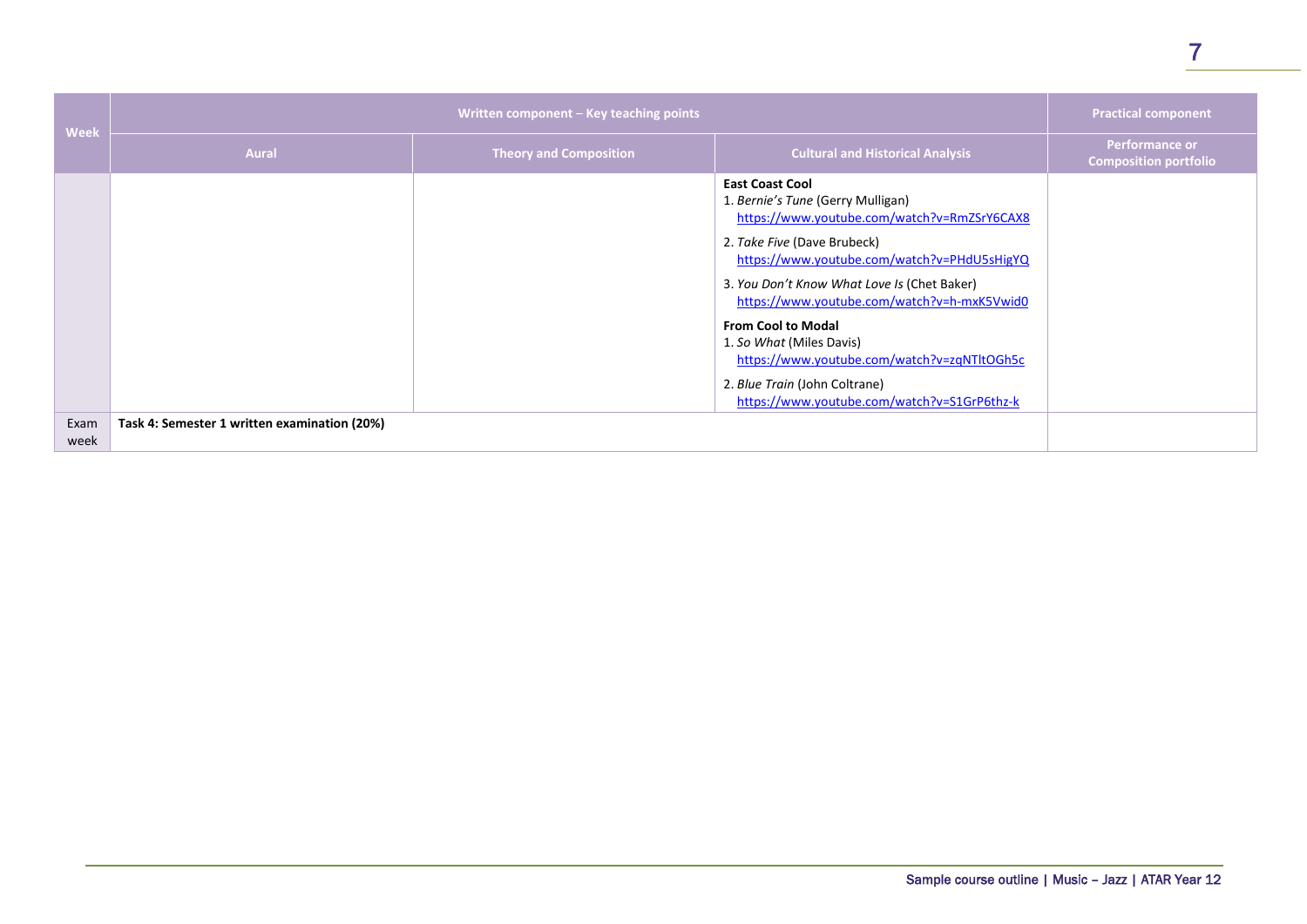| Week | Written component – Key teaching points | | | Practical component |
|---|---|---|---|---|
| | Aural | Theory and Composition | Cultural and Historical Analysis | Performance or Composition portfolio |
| | | | **East Coast Cool**<br>1. *Bernie's Tune* (Gerry Mulligan)<br>https://www.youtube.com/watch?v=RmZSrY6CAX8<br>2. *Take Five* (Dave Brubeck)<br>https://www.youtube.com/watch?v=PHdU5sHigYQ<br>3. *You Don't Know What Love Is* (Chet Baker)<br>https://www.youtube.com/watch?v=h-mxK5Vwid0<br>**From Cool to Modal**<br>1. *So What* (Miles Davis)<br>https://www.youtube.com/watch?v=zqNTltOGh5c<br>2. *Blue Train* (John Coltrane)<br>https://www.youtube.com/watch?v=S1GrP6thz-k | |
| Exam week | **Task 4: Semester 1 written examination (20%)** | | | |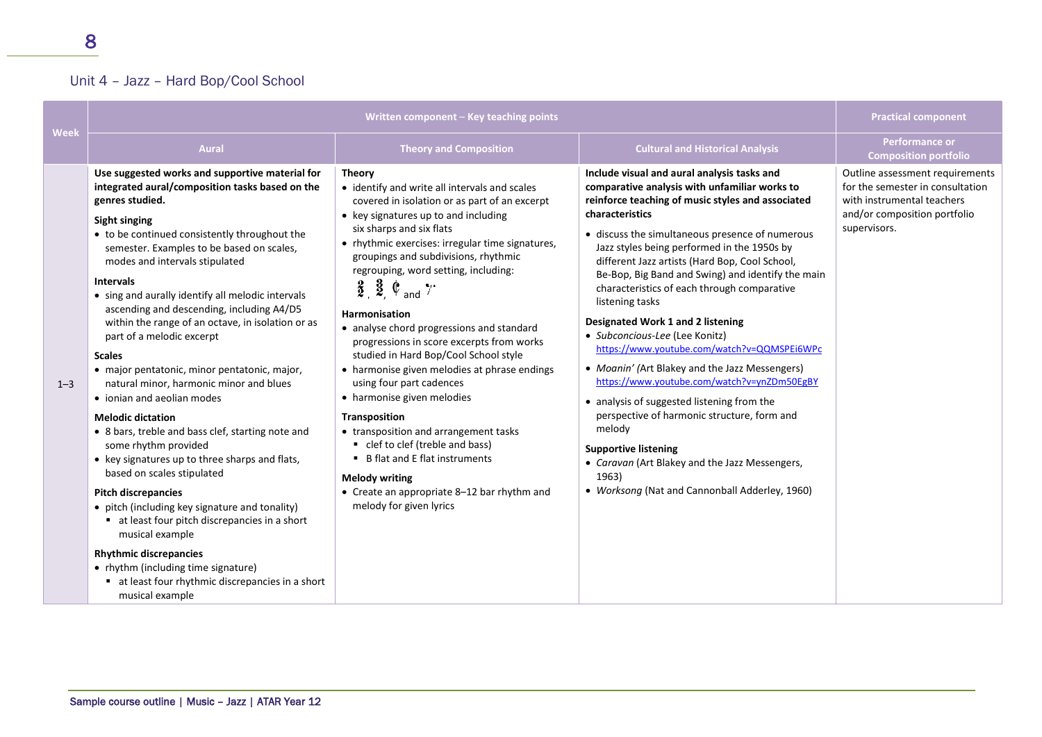## Unit 4 – Jazz – Hard Bop/Cool School

| Week | Written component – Key teaching points | | | Practical component |
|---|---|---|---|---|
| | **Aural** | **Theory and Composition** | **Cultural and Historical Analysis** | **Performance or Composition portfolio** |
| 1–3 | **Use suggested works and supportive material for integrated aural/composition tasks based on the genres studied.**<br><br>**Sight singing**<br>• to be continued consistently throughout the semester. Examples to be based on scales, modes and intervals stipulated<br><br>**Intervals**<br>• sing and aurally identify all melodic intervals ascending and descending, including A4/D5 within the range of an octave, in isolation or as part of a melodic excerpt<br><br>**Scales**<br>• major pentatonic, minor pentatonic, major, natural minor, harmonic minor and blues<br>• ionian and aeolian modes<br><br>**Melodic dictation**<br>• 8 bars, treble and bass clef, starting note and some rhythm provided<br>• key signatures up to three sharps and flats, based on scales stipulated<br><br>**Pitch discrepancies**<br>• pitch (including key signature and tonality)<br>  ▪ at least four pitch discrepancies in a short musical example<br><br>**Rhythmic discrepancies**<br>• rhythm (including time signature)<br>  ▪ at least four rhythmic discrepancies in a short musical example | **Theory**<br>• identify and write all intervals and scales covered in isolation or as part of an excerpt<br>• key signatures up to and including six sharps and six flats<br>• rhythmic exercises: irregular time signatures, groupings and subdivisions, rhythmic regrouping, word setting, including: 3/2, 3/2, ¢ and 𝄢<br><br>**Harmonisation**<br>• analyse chord progressions and standard progressions in score excerpts from works studied in Hard Bop/Cool School style<br>• harmonise given melodies at phrase endings using four part cadences<br>• harmonise given melodies<br><br>**Transposition**<br>• transposition and arrangement tasks<br>  ▪ clef to clef (treble and bass)<br>  ▪ B flat and E flat instruments<br><br>**Melody writing**<br>• Create an appropriate 8–12 bar rhythm and melody for given lyrics | **Include visual and aural analysis tasks and comparative analysis with unfamiliar works to reinforce teaching of music styles and associated characteristics**<br>• discuss the simultaneous presence of numerous Jazz styles being performed in the 1950s by different Jazz artists (Hard Bop, Cool School, Be-Bop, Big Band and Swing) and identify the main characteristics of each through comparative listening tasks<br><br>**Designated Work 1 and 2 listening**<br>• *Subconcious-Lee* (Lee Konitz) https://www.youtube.com/watch?v=QQMSPEi6WPc<br>• *Moanin'* (Art Blakey and the Jazz Messengers) https://www.youtube.com/watch?v=ynZDm50EgBY<br>• analysis of suggested listening from the perspective of harmonic structure, form and melody<br><br>**Supportive listening**<br>• *Caravan* (Art Blakey and the Jazz Messengers, 1963)<br>• *Worksong* (Nat and Cannonball Adderley, 1960) | Outline assessment requirements for the semester in consultation with instrumental teachers and/or composition portfolio supervisors. |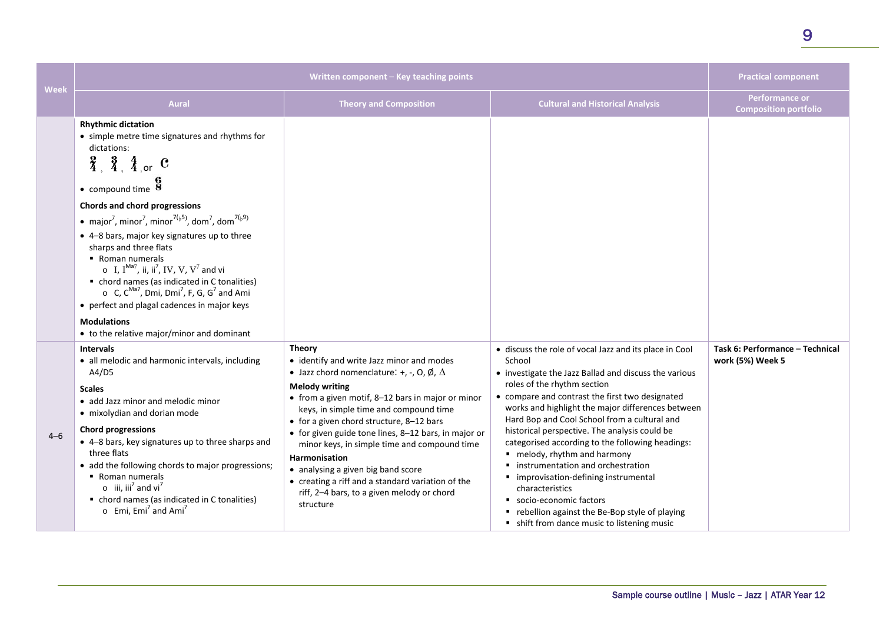| Week | Written component – Key teaching points | | | Practical component |
|---|---|---|---|---|
| | Aural | Theory and Composition | Cultural and Historical Analysis | Performance or Composition portfolio |
| | **Rhythmic dictation**<br>• simple metre time signatures and rhythms for dictations:<br>$\frac{2}{4}$, $\frac{3}{4}$, $\frac{4}{4}$, or $\mathbf{C}$<br>• compound time $\frac{6}{8}$<br>**Chords and chord progressions**<br>• major$^7$, minor$^7$, minor$^{7(\flat 5)}$, dom$^7$, dom$^{7(\flat 9)}$<br>• 4–8 bars, major key signatures up to three sharps and three flats<br>▪ Roman numerals<br>o I, I$^{Ma7}$, ii, ii$^7$, IV, V, V$^7$ and vi<br>▪ chord names (as indicated in C tonalities)<br>o C, C$^{Ma7}$, Dmi, Dmi$^7$, F, G, G$^7$ and Ami<br>• perfect and plagal cadences in major keys<br>**Modulations**<br>• to the relative major/minor and dominant | | | |
| 4–6 | **Intervals**<br>• all melodic and harmonic intervals, including A4/D5<br>**Scales**<br>• add Jazz minor and melodic minor<br>• mixolydian and dorian mode<br>**Chord progressions**<br>• 4–8 bars, key signatures up to three sharps and three flats<br>• add the following chords to major progressions;<br>▪ Roman numerals<br>o iii, iii$^7$ and vi$^7$<br>▪ chord names (as indicated in C tonalities)<br>o Emi, Emi$^7$ and Ami$^7$ | **Theory**<br>• identify and write Jazz minor and modes<br>• Jazz chord nomenclature: +, -, O, Ø, Δ<br>**Melody writing**<br>• from a given motif, 8–12 bars in major or minor keys, in simple time and compound time<br>• for a given chord structure, 8–12 bars<br>• for given guide tone lines, 8–12 bars, in major or minor keys, in simple time and compound time<br>**Harmonisation**<br>• analysing a given big band score<br>• creating a riff and a standard variation of the riff, 2–4 bars, to a given melody or chord structure | • discuss the role of vocal Jazz and its place in Cool School<br>• investigate the Jazz Ballad and discuss the various roles of the rhythm section<br>• compare and contrast the first two designated works and highlight the major differences between Hard Bop and Cool School from a cultural and historical perspective. The analysis could be categorised according to the following headings:<br>▪ melody, rhythm and harmony<br>▪ instrumentation and orchestration<br>▪ improvisation-defining instrumental characteristics<br>▪ socio-economic factors<br>▪ rebellion against the Be-Bop style of playing<br>▪ shift from dance music to listening music | **Task 6: Performance – Technical work (5%) Week 5** |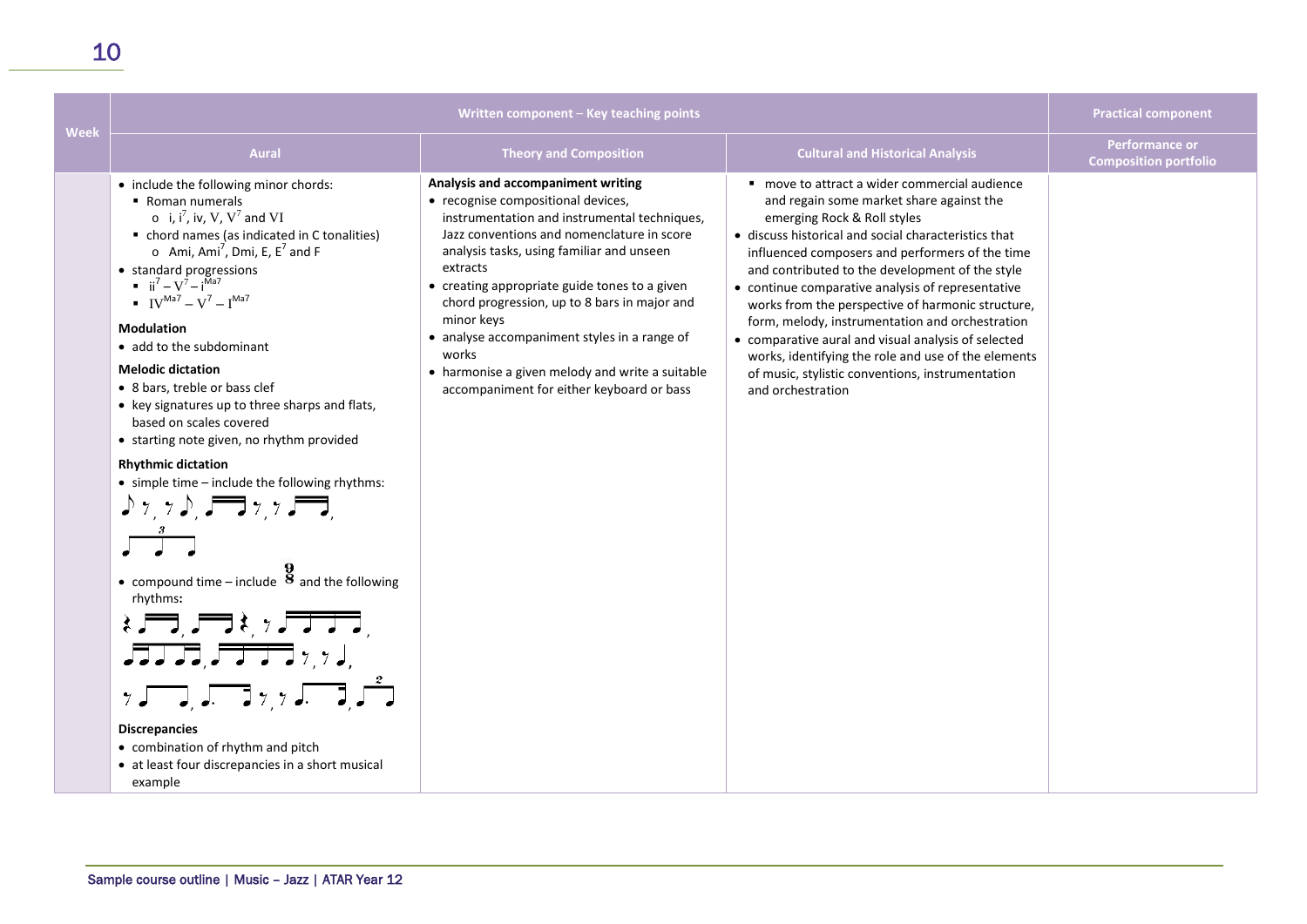| Week | Written component – Key teaching points | | | Practical component |
|---|---|---|---|---|
| | **Aural** | **Theory and Composition** | **Cultural and Historical Analysis** | **Performance or Composition portfolio** |
| | • include the following minor chords:<br>▪ Roman numerals<br>o i, $i^7$, iv, V, $V^7$ and VI<br>▪ chord names (as indicated in C tonalities)<br>o Ami, $Ami^7$, Dmi, E, $E^7$ and F<br>• standard progressions<br>▪ $ii^7 - V^7 - i^{Ma7}$<br>▪ $IV^{Ma7} - V^7 - I^{Ma7}$<br>**Modulation**<br>• add to the subdominant<br>**Melodic dictation**<br>• 8 bars, treble or bass clef<br>• key signatures up to three sharps and flats, based on scales covered<br>• starting note given, no rhythm provided<br>**Rhythmic dictation**<br>• simple time – include the following rhythms:<br>• compound time – include $\frac{9}{8}$ and the following rhythms:<br>**Discrepancies**<br>• combination of rhythm and pitch<br>• at least four discrepancies in a short musical example | **Analysis and accompaniment writing**<br>• recognise compositional devices, instrumentation and instrumental techniques, Jazz conventions and nomenclature in score analysis tasks, using familiar and unseen extracts<br>• creating appropriate guide tones to a given chord progression, up to 8 bars in major and minor keys<br>• analyse accompaniment styles in a range of works<br>• harmonise a given melody and write a suitable accompaniment for either keyboard or bass | ▪ move to attract a wider commercial audience and regain some market share against the emerging Rock & Roll styles<br>• discuss historical and social characteristics that influenced composers and performers of the time and contributed to the development of the style<br>• continue comparative analysis of representative works from the perspective of harmonic structure, form, melody, instrumentation and orchestration<br>• comparative aural and visual analysis of selected works, identifying the role and use of the elements of music, stylistic conventions, instrumentation and orchestration | |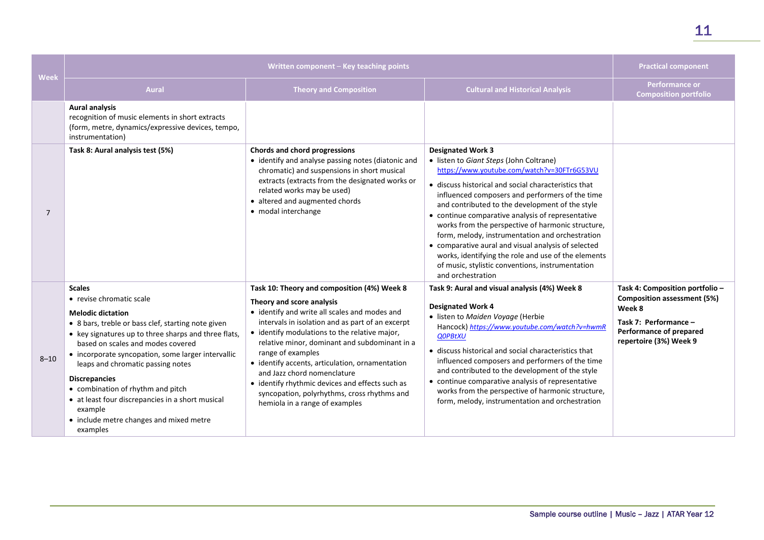| Week | Written component – Key teaching points | | | Practical component |
|---|---|---|---|---|
| | Aural | Theory and Composition | Cultural and Historical Analysis | Performance or Composition portfolio |
| | **Aural analysis**<br>recognition of music elements in short extracts (form, metre, dynamics/expressive devices, tempo, instrumentation) | | | |
| 7 | **Task 8: Aural analysis test (5%)** | **Chords and chord progressions**<br>• identify and analyse passing notes (diatonic and chromatic) and suspensions in short musical extracts (extracts from the designated works or related works may be used)<br>• altered and augmented chords<br>• modal interchange | **Designated Work 3**<br>• listen to *Giant Steps* (John Coltrane) https://www.youtube.com/watch?v=30FTr6G53VU<br>• discuss historical and social characteristics that influenced composers and performers of the time and contributed to the development of the style<br>• continue comparative analysis of representative works from the perspective of harmonic structure, form, melody, instrumentation and orchestration<br>• comparative aural and visual analysis of selected works, identifying the role and use of the elements of music, stylistic conventions, instrumentation and orchestration | |
| 8–10 | **Scales**<br>• revise chromatic scale<br>**Melodic dictation**<br>• 8 bars, treble or bass clef, starting note given<br>• key signatures up to three sharps and three flats, based on scales and modes covered<br>• incorporate syncopation, some larger intervallic leaps and chromatic passing notes<br>**Discrepancies**<br>• combination of rhythm and pitch<br>• at least four discrepancies in a short musical example<br>• include metre changes and mixed metre examples | **Task 10: Theory and composition (4%) Week 8**<br>**Theory and score analysis**<br>• identify and write all scales and modes and intervals in isolation and as part of an excerpt<br>• identify modulations to the relative major, relative minor, dominant and subdominant in a range of examples<br>• identify accents, articulation, ornamentation and Jazz chord nomenclature<br>• identify rhythmic devices and effects such as syncopation, polyrhythms, cross rhythms and hemiola in a range of examples | **Task 9: Aural and visual analysis (4%) Week 8**<br>**Designated Work 4**<br>• listen to *Maiden Voyage* (Herbie Hancock) *https://www.youtube.com/watch?v=hwmRQ0PBtXU*<br>• discuss historical and social characteristics that influenced composers and performers of the time and contributed to the development of the style<br>• continue comparative analysis of representative works from the perspective of harmonic structure, form, melody, instrumentation and orchestration | **Task 4: Composition portfolio – Composition assessment (5%) Week 8**<br>**Task 7: Performance – Performance of prepared repertoire (3%) Week 9** |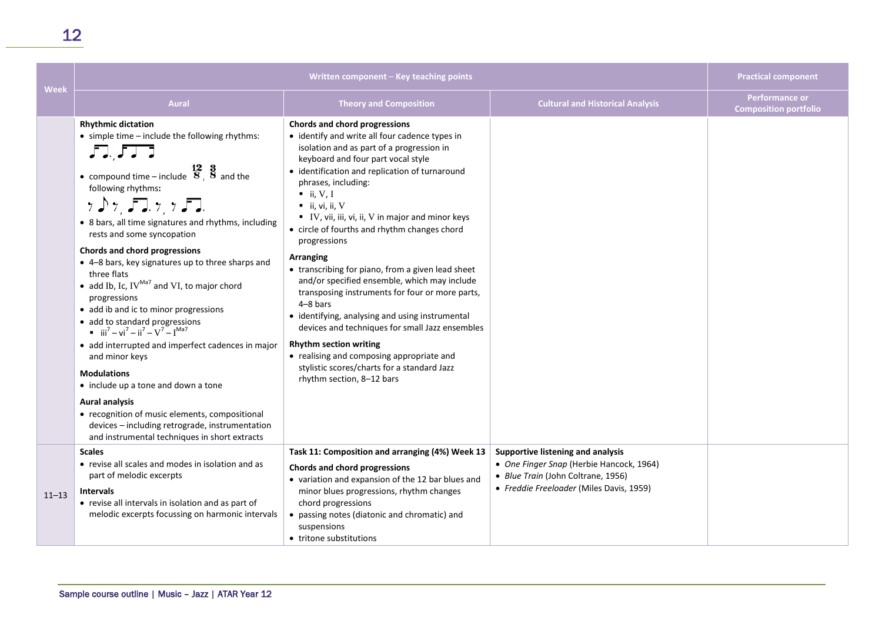| Week | Written component – Key teaching points | | | Practical component |
|---|---|---|---|---|
| | Aural | Theory and Composition | Cultural and Historical Analysis | Performance or Composition portfolio |
| | **Rhythmic dictation**<br>• simple time – include the following rhythms: ♪♩. , ♪♩♪<br>• compound time – include $\frac{12}{8}$, $\frac{3}{8}$ and the following rhythms**:** 𝄾♪𝄾, ♪♪♩. 𝄾, 𝄾♪♩.<br>• 8 bars, all time signatures and rhythms, including rests and some syncopation<br>**Chords and chord progressions**<br>• 4–8 bars, key signatures up to three sharps and three flats<br>• add Ib, Ic, $\mathrm{IV^{Ma7}}$ and VI, to major chord progressions<br>• add ib and ic to minor progressions<br>• add to standard progressions<br>▪ $\mathrm{iii^7 – vi^7 – ii^7 – V^7 – I^{Ma7}}$<br>• add interrupted and imperfect cadences in major and minor keys<br>**Modulations**<br>• include up a tone and down a tone<br>**Aural analysis**<br>• recognition of music elements, compositional devices – including retrograde, instrumentation and instrumental techniques in short extracts | **Chords and chord progressions**<br>• identify and write all four cadence types in isolation and as part of a progression in keyboard and four part vocal style<br>• identification and replication of turnaround phrases, including:<br>▪ ii, V, I<br>▪ ii, vi, ii, V<br>▪ IV, vii, iii, vi, ii, V in major and minor keys<br>• circle of fourths and rhythm changes chord progressions<br>**Arranging**<br>• transcribing for piano, from a given lead sheet and/or specified ensemble, which may include transposing instruments for four or more parts, 4–8 bars<br>• identifying, analysing and using instrumental devices and techniques for small Jazz ensembles<br>**Rhythm section writing**<br>• realising and composing appropriate and stylistic scores/charts for a standard Jazz rhythm section, 8–12 bars | | |
| 11–13 | **Scales**<br>• revise all scales and modes in isolation and as part of melodic excerpts<br>**Intervals**<br>• revise all intervals in isolation and as part of melodic excerpts focussing on harmonic intervals | **Task 11: Composition and arranging (4%) Week 13**<br>**Chords and chord progressions**<br>• variation and expansion of the 12 bar blues and minor blues progressions, rhythm changes chord progressions<br>• passing notes (diatonic and chromatic) and suspensions<br>• tritone substitutions | **Supportive listening and analysis**<br>• *One Finger Snap* (Herbie Hancock, 1964)<br>• *Blue Train* (John Coltrane, 1956)<br>• *Freddie Freeloader* (Miles Davis, 1959) | |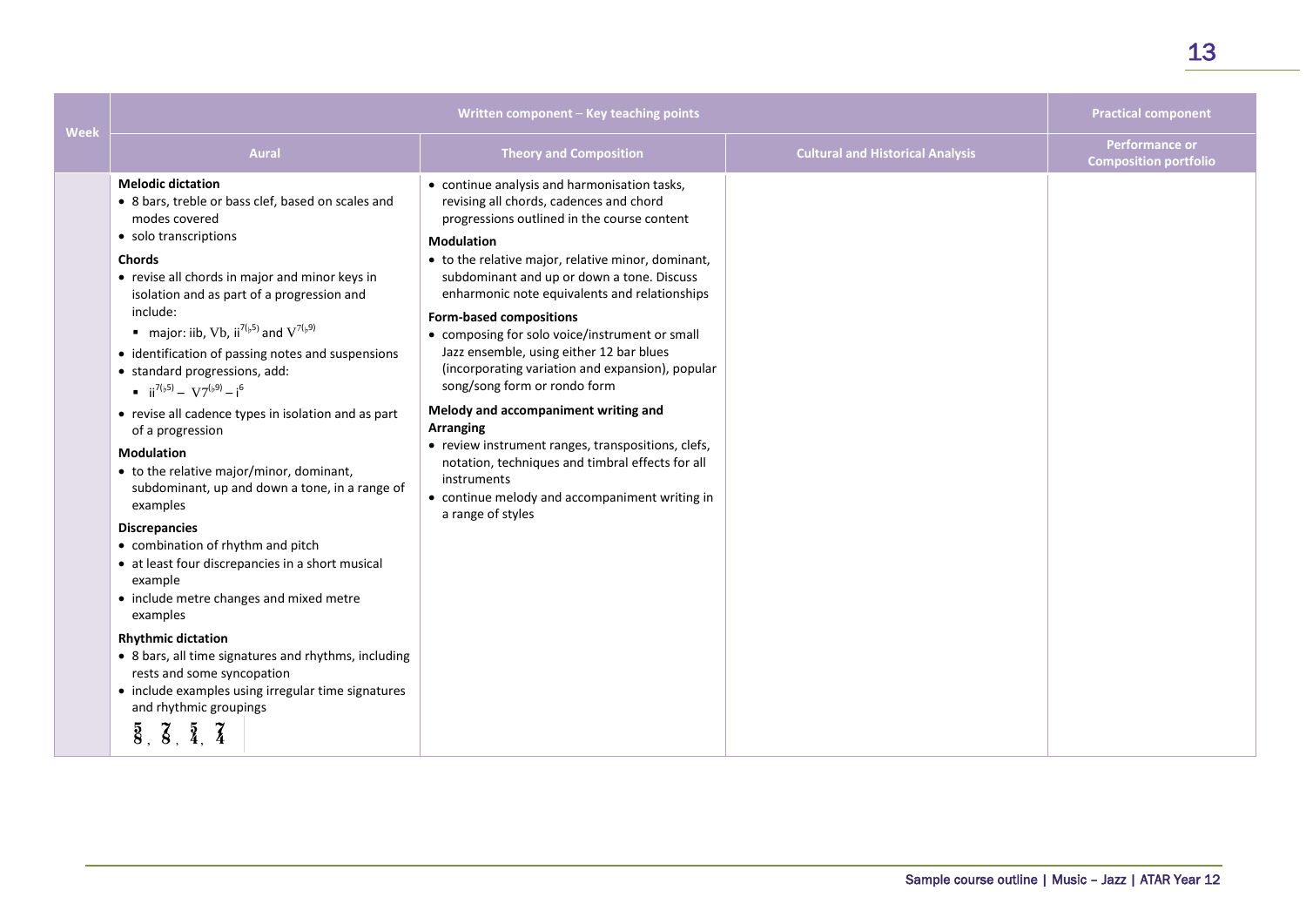| Week | Written component – Key teaching points | | | Practical component |
|---|---|---|---|---|
| | Aural | Theory and Composition | Cultural and Historical Analysis | Performance or Composition portfolio |
| | **Melodic dictation**<br>• 8 bars, treble or bass clef, based on scales and modes covered<br>• solo transcriptions<br>**Chords**<br>• revise all chords in major and minor keys in isolation and as part of a progression and include:<br>▪ major: iib, Vb, $ii^{7(\flat5)}$ and $V^{7(\flat9)}$<br>• identification of passing notes and suspensions<br>• standard progressions, add:<br>▪ $ii^{7(\flat5)} – V7^{(\flat9)} – i^{6}$<br>• revise all cadence types in isolation and as part of a progression<br>**Modulation**<br>• to the relative major/minor, dominant, subdominant, up and down a tone, in a range of examples<br>**Discrepancies**<br>• combination of rhythm and pitch<br>• at least four discrepancies in a short musical example<br>• include metre changes and mixed metre examples<br>**Rhythmic dictation**<br>• 8 bars, all time signatures and rhythms, including rests and some syncopation<br>• include examples using irregular time signatures and rhythmic groupings<br>$\frac{5}{8}$, $\frac{7}{8}$, $\frac{5}{4}$, $\frac{7}{4}$ | • continue analysis and harmonisation tasks, revising all chords, cadences and chord progressions outlined in the course content<br>**Modulation**<br>• to the relative major, relative minor, dominant, subdominant and up or down a tone. Discuss enharmonic note equivalents and relationships<br>**Form-based compositions**<br>• composing for solo voice/instrument or small Jazz ensemble, using either 12 bar blues (incorporating variation and expansion), popular song/song form or rondo form<br>**Melody and accompaniment writing and Arranging**<br>• review instrument ranges, transpositions, clefs, notation, techniques and timbral effects for all instruments<br>• continue melody and accompaniment writing in a range of styles | | |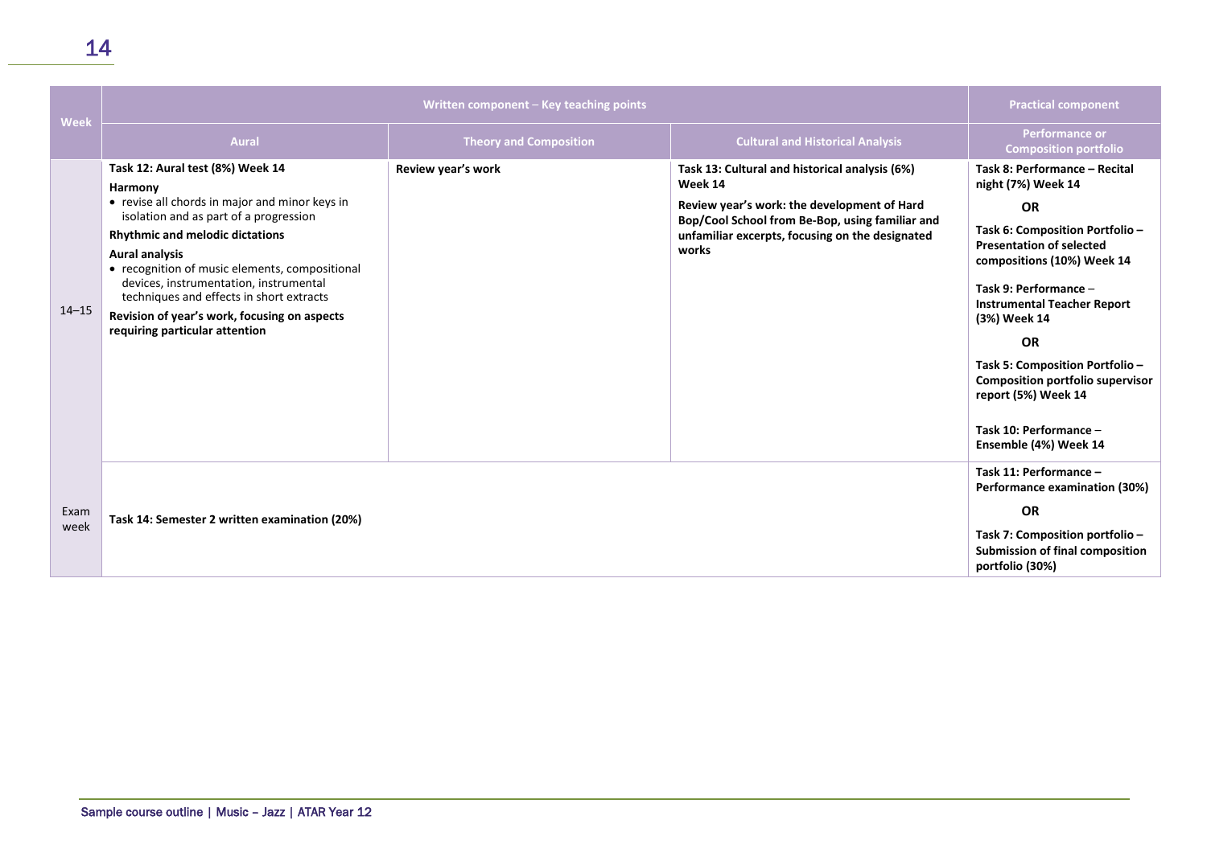| Week | Written component – Key teaching points | | | Practical component |
|---|---|---|---|---|
| | **Aural** | **Theory and Composition** | **Cultural and Historical Analysis** | **Performance or Composition portfolio** |
| 14–15 | **Task 12: Aural test (8%) Week 14**<br>**Harmony**<br>• revise all chords in major and minor keys in isolation and as part of a progression<br>**Rhythmic and melodic dictations**<br>**Aural analysis**<br>• recognition of music elements, compositional devices, instrumentation, instrumental techniques and effects in short extracts<br>**Revision of year's work, focusing on aspects requiring particular attention** | **Review year's work** | **Task 13: Cultural and historical analysis (6%) Week 14**<br>**Review year's work: the development of Hard Bop/Cool School from Be-Bop, using familiar and unfamiliar excerpts, focusing on the designated works** | **Task 8: Performance – Recital night (7%) Week 14**<br>**OR**<br>**Task 6: Composition Portfolio – Presentation of selected compositions (10%) Week 14**<br>**Task 9: Performance – Instrumental Teacher Report (3%) Week 14**<br>**OR**<br>**Task 5: Composition Portfolio – Composition portfolio supervisor report (5%) Week 14**<br>**Task 10: Performance – Ensemble (4%) Week 14** |
| Exam week | **Task 14: Semester 2 written examination (20%)** | | | **Task 11: Performance – Performance examination (30%)**<br>**OR**<br>**Task 7: Composition portfolio – Submission of final composition portfolio (30%)** |